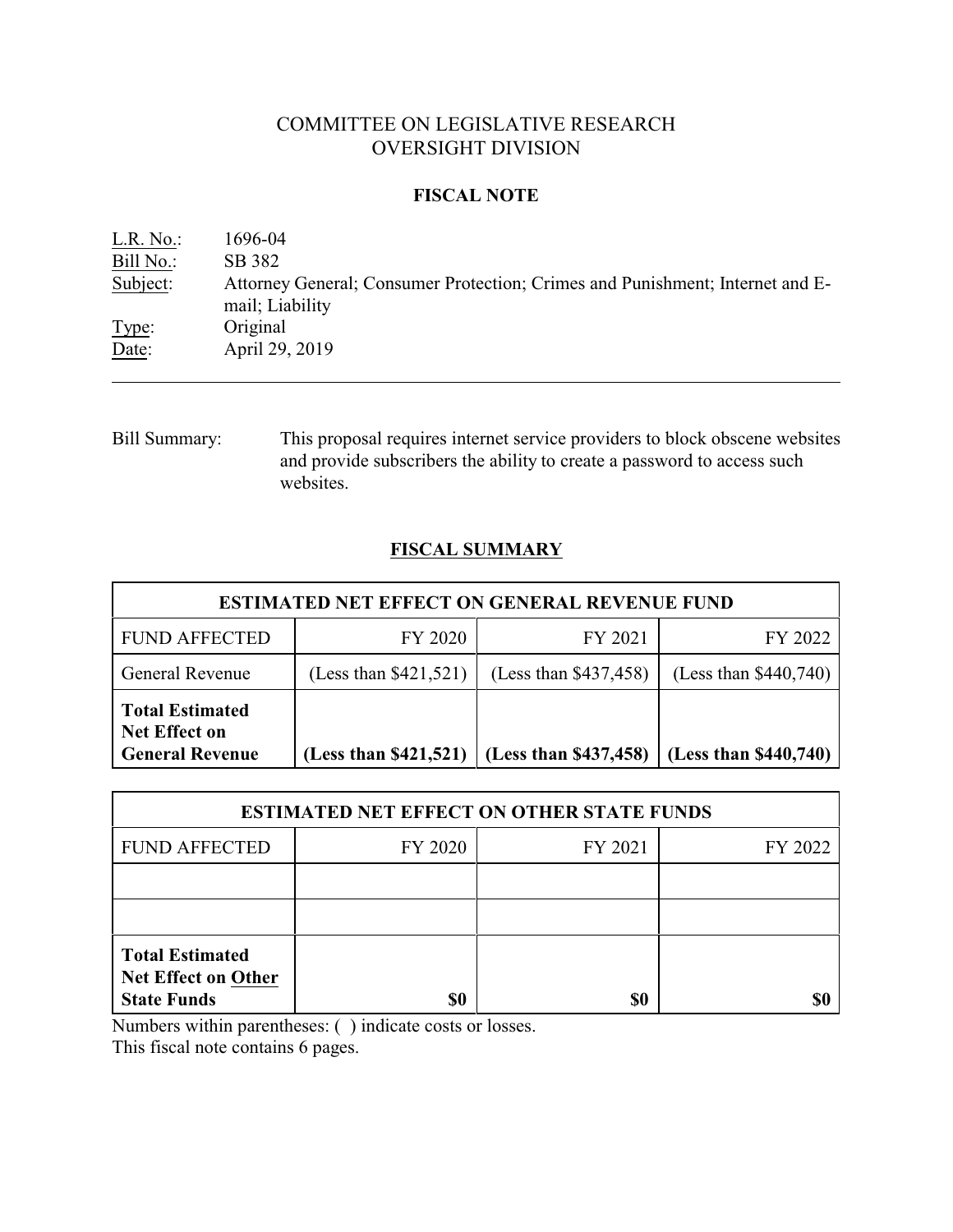# COMMITTEE ON LEGISLATIVE RESEARCH
# OVERSIGHT DIVISION

## FISCAL NOTE

L.R. No.: 1696-04
Bill No.: SB 382
Subject: Attorney General; Consumer Protection; Crimes and Punishment; Internet and E-mail; Liability
Type: Original
Date: April 29, 2019

---

Bill Summary: This proposal requires internet service providers to block obscene websites and provide subscribers the ability to create a password to access such websites.

## FISCAL SUMMARY

| ESTIMATED NET EFFECT ON GENERAL REVENUE FUND | | | |
|---|---|---|---|
| FUND AFFECTED | FY 2020 | FY 2021 | FY 2022 |
| General Revenue | (Less than $421,521) | (Less than $437,458) | (Less than $440,740) |
| **Total Estimated Net Effect on General Revenue** | **(Less than $421,521)** | **(Less than $437,458)** | **(Less than $440,740)** |

| ESTIMATED NET EFFECT ON OTHER STATE FUNDS | | | |
|---|---|---|---|
| FUND AFFECTED | FY 2020 | FY 2021 | FY 2022 |
| | | | |
| | | | |
| **Total Estimated Net Effect on Other State Funds** | **$0** | **$0** | **$0** |

Numbers within parentheses: ( ) indicate costs or losses.
This fiscal note contains 6 pages.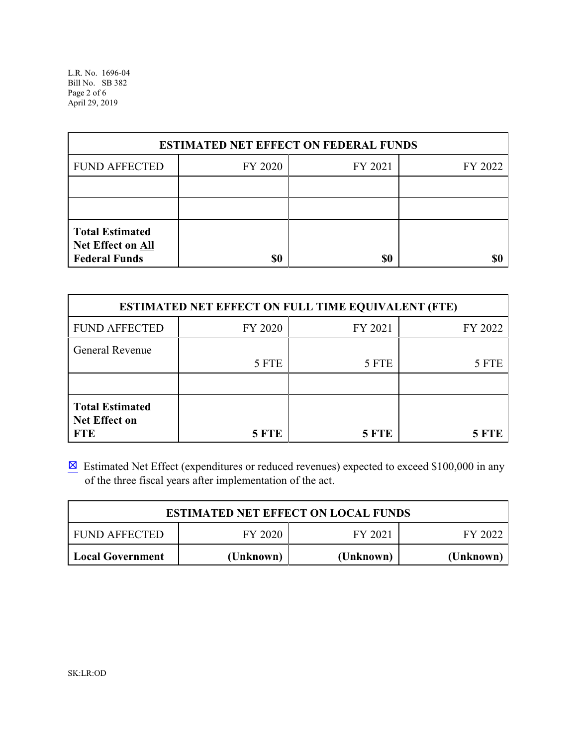| ESTIMATED NET EFFECT ON FEDERAL FUNDS | | | |
|---|---|---|---|
| FUND AFFECTED | FY 2020 | FY 2021 | FY 2022 |
| | | | |
| | | | |
| **Total Estimated Net Effect on All Federal Funds** | **$0** | **$0** | **$0** |

| ESTIMATED NET EFFECT ON FULL TIME EQUIVALENT (FTE) | | | |
|---|---|---|---|
| FUND AFFECTED | FY 2020 | FY 2021 | FY 2022 |
| General Revenue | 5 FTE | 5 FTE | 5 FTE |
| | | | |
| **Total Estimated Net Effect on FTE** | **5 FTE** | **5 FTE** | **5 FTE** |

☒ Estimated Net Effect (expenditures or reduced revenues) expected to exceed $100,000 in any of the three fiscal years after implementation of the act.

| ESTIMATED NET EFFECT ON LOCAL FUNDS | | | |
|---|---|---|---|
| FUND AFFECTED | FY 2020 | FY 2021 | FY 2022 |
| **Local Government** | **(Unknown)** | **(Unknown)** | **(Unknown)** |

SK:LR:OD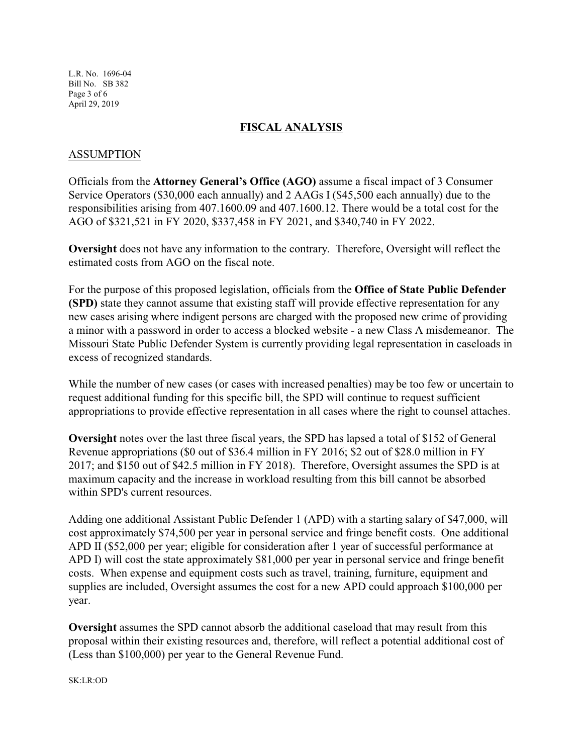## FISCAL ANALYSIS

### ASSUMPTION

Officials from the **Attorney General's Office (AGO)** assume a fiscal impact of 3 Consumer Service Operators ($30,000 each annually) and 2 AAGs I ($45,500 each annually) due to the responsibilities arising from 407.1600.09 and 407.1600.12. There would be a total cost for the AGO of $321,521 in FY 2020, $337,458 in FY 2021, and $340,740 in FY 2022.

**Oversight** does not have any information to the contrary. Therefore, Oversight will reflect the estimated costs from AGO on the fiscal note.

For the purpose of this proposed legislation, officials from the **Office of State Public Defender (SPD)** state they cannot assume that existing staff will provide effective representation for any new cases arising where indigent persons are charged with the proposed new crime of providing a minor with a password in order to access a blocked website - a new Class A misdemeanor. The Missouri State Public Defender System is currently providing legal representation in caseloads in excess of recognized standards.

While the number of new cases (or cases with increased penalties) may be too few or uncertain to request additional funding for this specific bill, the SPD will continue to request sufficient appropriations to provide effective representation in all cases where the right to counsel attaches.

**Oversight** notes over the last three fiscal years, the SPD has lapsed a total of $152 of General Revenue appropriations ($0 out of $36.4 million in FY 2016; $2 out of $28.0 million in FY 2017; and $150 out of $42.5 million in FY 2018). Therefore, Oversight assumes the SPD is at maximum capacity and the increase in workload resulting from this bill cannot be absorbed within SPD's current resources.

Adding one additional Assistant Public Defender 1 (APD) with a starting salary of $47,000, will cost approximately $74,500 per year in personal service and fringe benefit costs. One additional APD II ($52,000 per year; eligible for consideration after 1 year of successful performance at APD I) will cost the state approximately $81,000 per year in personal service and fringe benefit costs. When expense and equipment costs such as travel, training, furniture, equipment and supplies are included, Oversight assumes the cost for a new APD could approach $100,000 per year.

**Oversight** assumes the SPD cannot absorb the additional caseload that may result from this proposal within their existing resources and, therefore, will reflect a potential additional cost of (Less than $100,000) per year to the General Revenue Fund.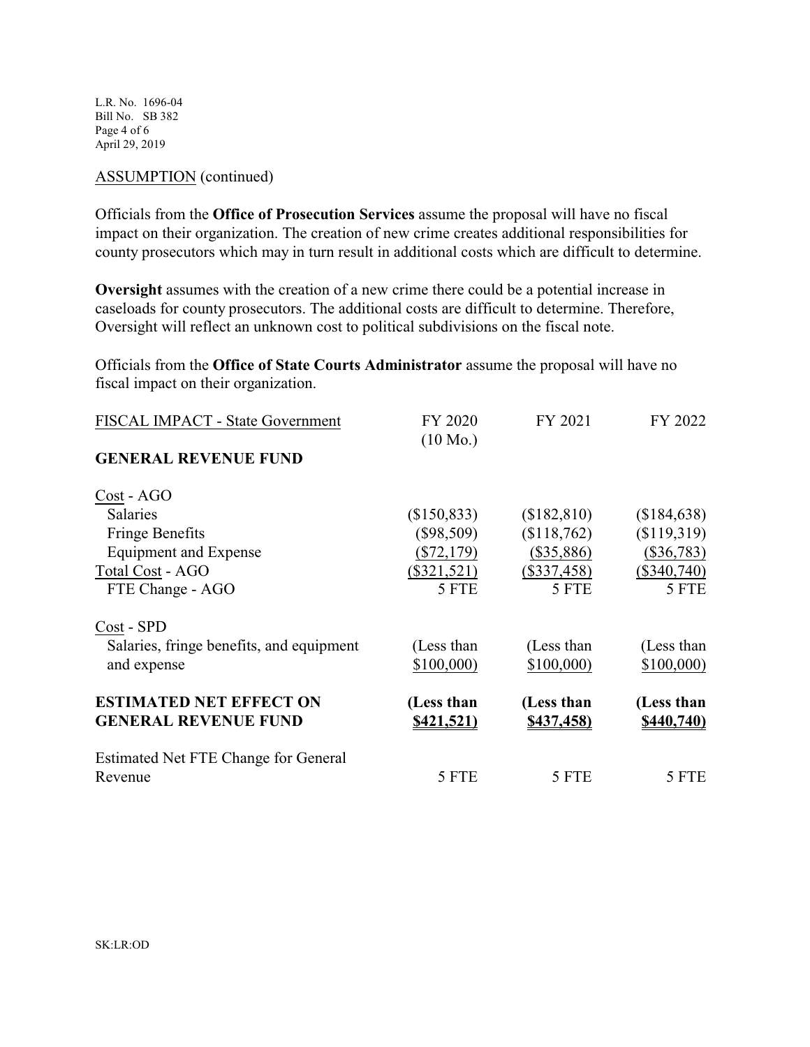ASSUMPTION (continued)

Officials from the **Office of Prosecution Services** assume the proposal will have no fiscal impact on their organization. The creation of new crime creates additional responsibilities for county prosecutors which may in turn result in additional costs which are difficult to determine.

**Oversight** assumes with the creation of a new crime there could be a potential increase in caseloads for county prosecutors. The additional costs are difficult to determine. Therefore, Oversight will reflect an unknown cost to political subdivisions on the fiscal note.

Officials from the **Office of State Courts Administrator** assume the proposal will have no fiscal impact on their organization.

| FISCAL IMPACT - State Government | FY 2020 (10 Mo.) | FY 2021 | FY 2022 |
|---|---|---|---|
| **GENERAL REVENUE FUND** | | | |
| Cost - AGO | | | |
| Salaries | ($150,833) | ($182,810) | ($184,638) |
| Fringe Benefits | ($98,509) | ($118,762) | ($119,319) |
| Equipment and Expense | ($72,179) | ($35,886) | ($36,783) |
| Total Cost - AGO | ($321,521) | ($337,458) | ($340,740) |
| FTE Change - AGO | 5 FTE | 5 FTE | 5 FTE |
| Cost - SPD | | | |
| Salaries, fringe benefits, and equipment and expense | (Less than $100,000) | (Less than $100,000) | (Less than $100,000) |
| **ESTIMATED NET EFFECT ON GENERAL REVENUE FUND** | **(Less than $421,521)** | **(Less than $437,458)** | **(Less than $440,740)** |
| Estimated Net FTE Change for General Revenue | 5 FTE | 5 FTE | 5 FTE |

SK:LR:OD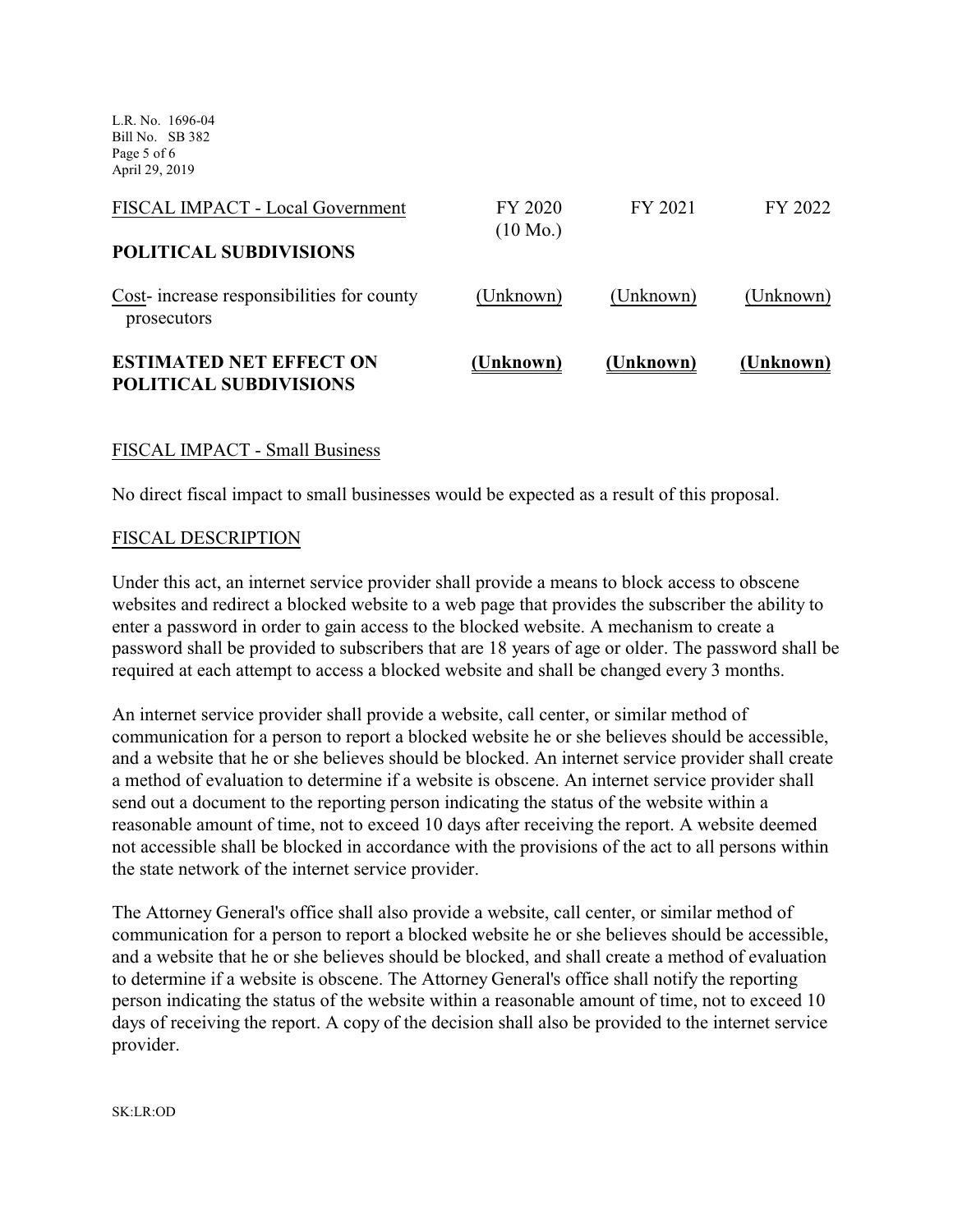| FISCAL IMPACT - Local Government | FY 2020 (10 Mo.) | FY 2021 | FY 2022 |
| --- | --- | --- | --- |
| **POLITICAL SUBDIVISIONS** | | | |
| Cost- increase responsibilities for county prosecutors | (Unknown) | (Unknown) | (Unknown) |
| **ESTIMATED NET EFFECT ON POLITICAL SUBDIVISIONS** | **(Unknown)** | **(Unknown)** | **(Unknown)** |

FISCAL IMPACT - Small Business

No direct fiscal impact to small businesses would be expected as a result of this proposal.

FISCAL DESCRIPTION

Under this act, an internet service provider shall provide a means to block access to obscene websites and redirect a blocked website to a web page that provides the subscriber the ability to enter a password in order to gain access to the blocked website. A mechanism to create a password shall be provided to subscribers that are 18 years of age or older. The password shall be required at each attempt to access a blocked website and shall be changed every 3 months.

An internet service provider shall provide a website, call center, or similar method of communication for a person to report a blocked website he or she believes should be accessible, and a website that he or she believes should be blocked. An internet service provider shall create a method of evaluation to determine if a website is obscene. An internet service provider shall send out a document to the reporting person indicating the status of the website within a reasonable amount of time, not to exceed 10 days after receiving the report. A website deemed not accessible shall be blocked in accordance with the provisions of the act to all persons within the state network of the internet service provider.

The Attorney General's office shall also provide a website, call center, or similar method of communication for a person to report a blocked website he or she believes should be accessible, and a website that he or she believes should be blocked, and shall create a method of evaluation to determine if a website is obscene. The Attorney General's office shall notify the reporting person indicating the status of the website within a reasonable amount of time, not to exceed 10 days of receiving the report. A copy of the decision shall also be provided to the internet service provider.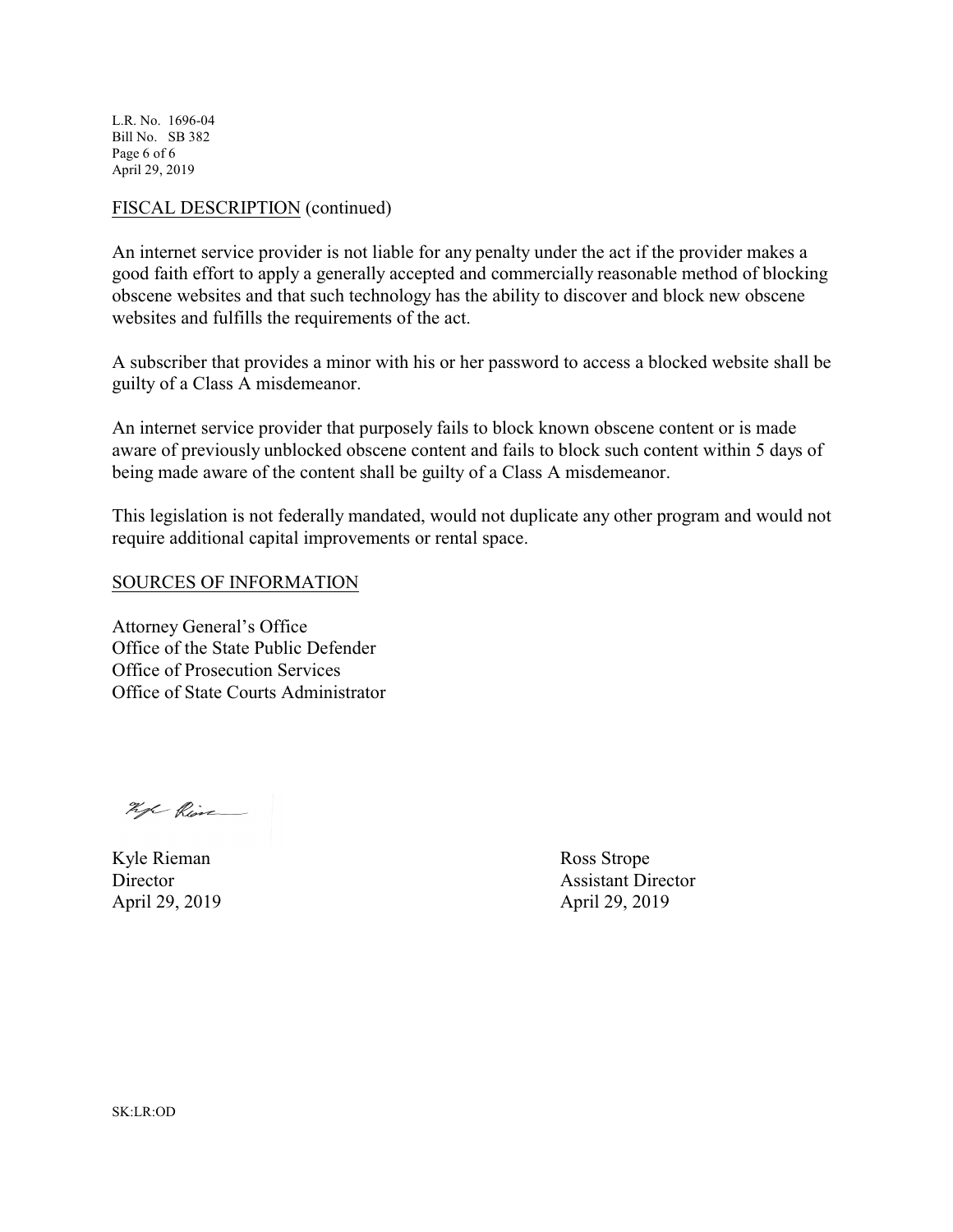## FISCAL DESCRIPTION (continued)

An internet service provider is not liable for any penalty under the act if the provider makes a good faith effort to apply a generally accepted and commercially reasonable method of blocking obscene websites and that such technology has the ability to discover and block new obscene websites and fulfills the requirements of the act.

A subscriber that provides a minor with his or her password to access a blocked website shall be guilty of a Class A misdemeanor.

An internet service provider that purposely fails to block known obscene content or is made aware of previously unblocked obscene content and fails to block such content within 5 days of being made aware of the content shall be guilty of a Class A misdemeanor.

This legislation is not federally mandated, would not duplicate any other program and would not require additional capital improvements or rental space.

## SOURCES OF INFORMATION

Attorney General's Office
Office of the State Public Defender
Office of Prosecution Services
Office of State Courts Administrator

Kyle Rieman
Director
April 29, 2019

Ross Strope
Assistant Director
April 29, 2019

SK:LR:OD